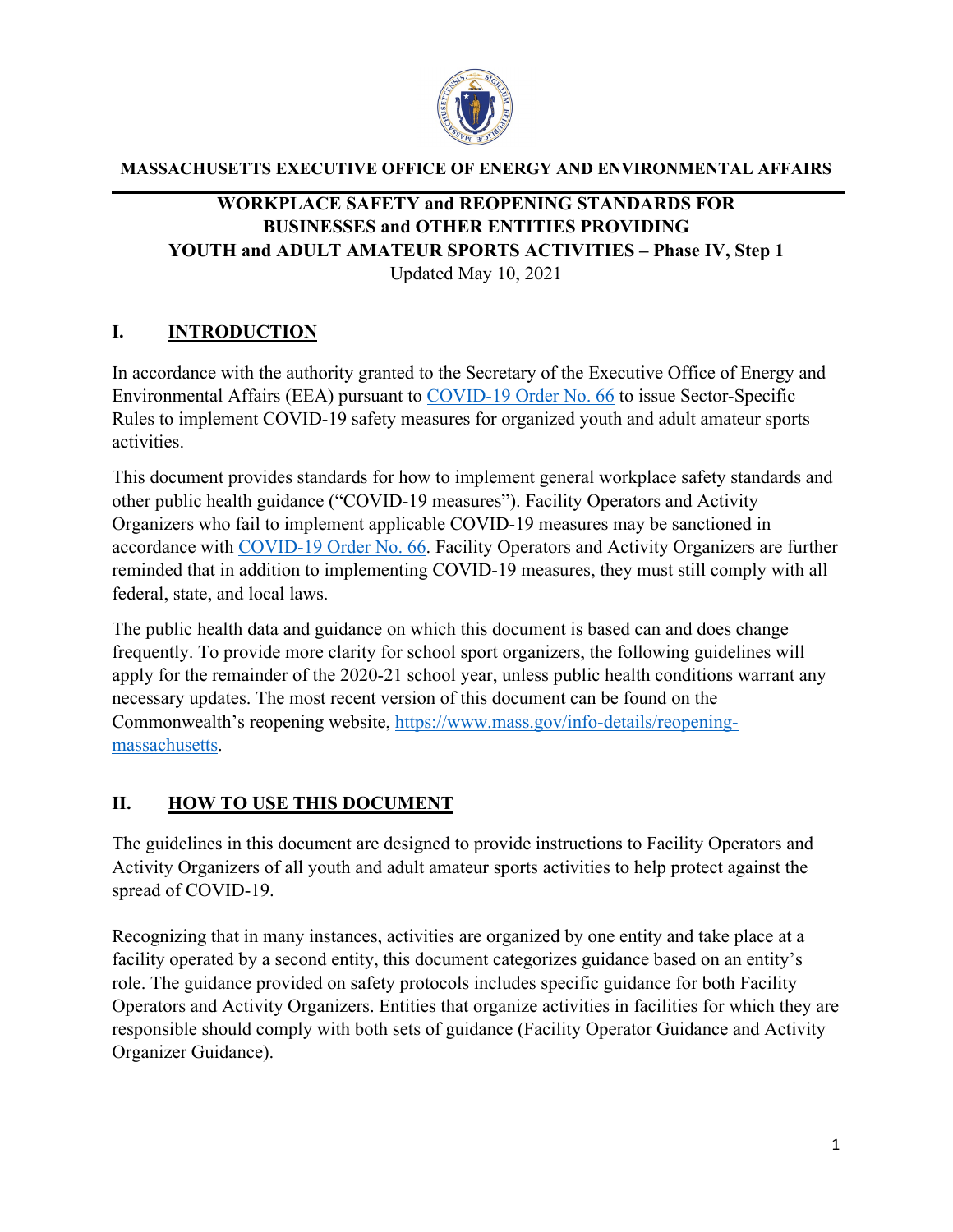**MASSACHUSETTS EXECUTIVE OFFICE OF ENERGY AND ENVIRONMENTAL AFFAIRS**

# WORKPLACE SAFETY and REOPENING STANDARDS FOR BUSINESSES and OTHER ENTITIES PROVIDING YOUTH and ADULT AMATEUR SPORTS ACTIVITIES – Phase IV, Step 1

Updated May 10, 2021

## I. INTRODUCTION

In accordance with the authority granted to the Secretary of the Executive Office of Energy and Environmental Affairs (EEA) pursuant to [COVID-19 Order No. 66](#) to issue Sector-Specific Rules to implement COVID-19 safety measures for organized youth and adult amateur sports activities.

This document provides standards for how to implement general workplace safety standards and other public health guidance ("COVID-19 measures"). Facility Operators and Activity Organizers who fail to implement applicable COVID-19 measures may be sanctioned in accordance with [COVID-19 Order No. 66](#). Facility Operators and Activity Organizers are further reminded that in addition to implementing COVID-19 measures, they must still comply with all federal, state, and local laws.

The public health data and guidance on which this document is based can and does change frequently. To provide more clarity for school sport organizers, the following guidelines will apply for the remainder of the 2020-21 school year, unless public health conditions warrant any necessary updates. The most recent version of this document can be found on the Commonwealth's reopening website, [https://www.mass.gov/info-details/reopening-massachusetts](https://www.mass.gov/info-details/reopening-massachusetts).

## II. HOW TO USE THIS DOCUMENT

The guidelines in this document are designed to provide instructions to Facility Operators and Activity Organizers of all youth and adult amateur sports activities to help protect against the spread of COVID-19.

Recognizing that in many instances, activities are organized by one entity and take place at a facility operated by a second entity, this document categorizes guidance based on an entity's role. The guidance provided on safety protocols includes specific guidance for both Facility Operators and Activity Organizers. Entities that organize activities in facilities for which they are responsible should comply with both sets of guidance (Facility Operator Guidance and Activity Organizer Guidance).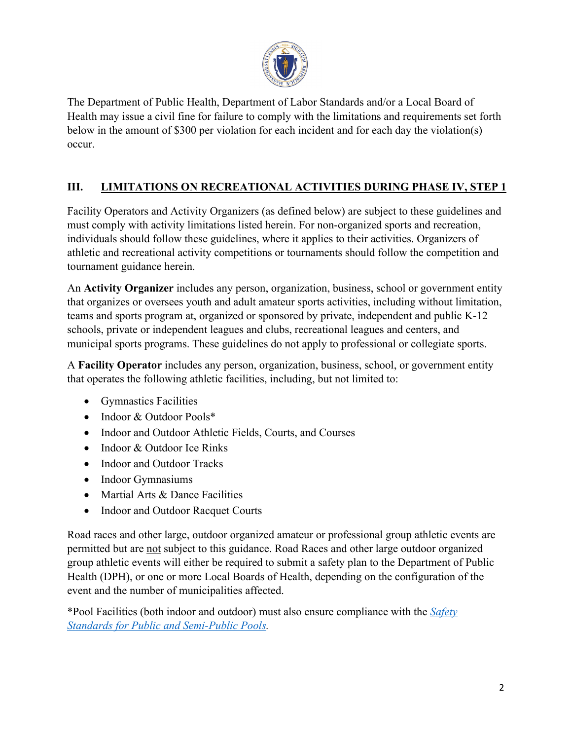The Department of Public Health, Department of Labor Standards and/or a Local Board of Health may issue a civil fine for failure to comply with the limitations and requirements set forth below in the amount of $300 per violation for each incident and for each day the violation(s) occur.

## III. LIMITATIONS ON RECREATIONAL ACTIVITIES DURING PHASE IV, STEP 1

Facility Operators and Activity Organizers (as defined below) are subject to these guidelines and must comply with activity limitations listed herein. For non-organized sports and recreation, individuals should follow these guidelines, where it applies to their activities. Organizers of athletic and recreational activity competitions or tournaments should follow the competition and tournament guidance herein.

An **Activity Organizer** includes any person, organization, business, school or government entity that organizes or oversees youth and adult amateur sports activities, including without limitation, teams and sports program at, organized or sponsored by private, independent and public K-12 schools, private or independent leagues and clubs, recreational leagues and centers, and municipal sports programs. These guidelines do not apply to professional or collegiate sports.

A **Facility Operator** includes any person, organization, business, school, or government entity that operates the following athletic facilities, including, but not limited to:

- Gymnastics Facilities
- Indoor & Outdoor Pools*
- Indoor and Outdoor Athletic Fields, Courts, and Courses
- Indoor & Outdoor Ice Rinks
- Indoor and Outdoor Tracks
- Indoor Gymnasiums
- Martial Arts & Dance Facilities
- Indoor and Outdoor Racquet Courts

Road races and other large, outdoor organized amateur or professional group athletic events are permitted but are not subject to this guidance. Road Races and other large outdoor organized group athletic events will either be required to submit a safety plan to the Department of Public Health (DPH), or one or more Local Boards of Health, depending on the configuration of the event and the number of municipalities affected.

*Pool Facilities (both indoor and outdoor) must also ensure compliance with the *Safety Standards for Public and Semi-Public Pools*.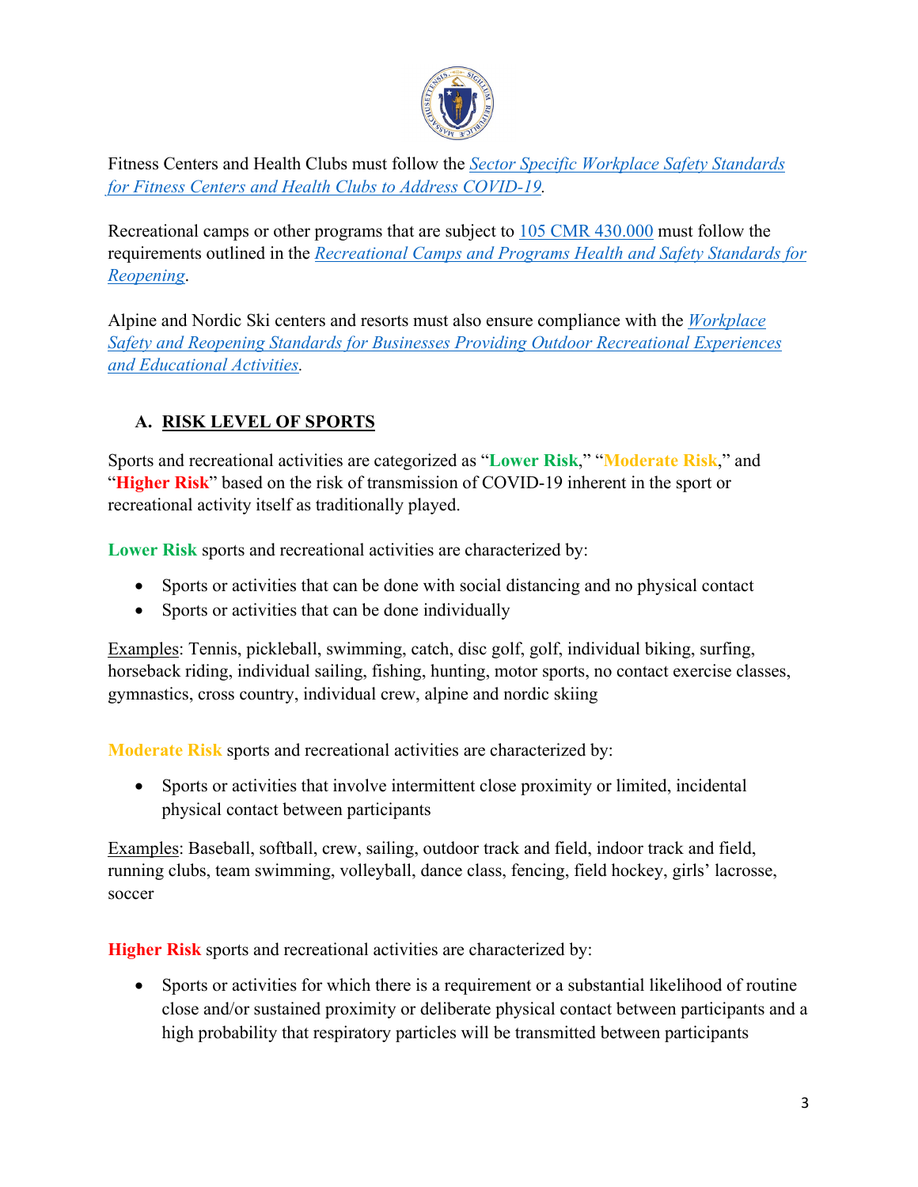Fitness Centers and Health Clubs must follow the *Sector Specific Workplace Safety Standards for Fitness Centers and Health Clubs to Address COVID-19*.

Recreational camps or other programs that are subject to 105 CMR 430.000 must follow the requirements outlined in the *Recreational Camps and Programs Health and Safety Standards for Reopening*.

Alpine and Nordic Ski centers and resorts must also ensure compliance with the *Workplace Safety and Reopening Standards for Businesses Providing Outdoor Recreational Experiences and Educational Activities*.

## A. RISK LEVEL OF SPORTS

Sports and recreational activities are categorized as "**Lower Risk**," "**Moderate Risk**," and "**Higher Risk**" based on the risk of transmission of COVID-19 inherent in the sport or recreational activity itself as traditionally played.

**Lower Risk** sports and recreational activities are characterized by:

- Sports or activities that can be done with social distancing and no physical contact
- Sports or activities that can be done individually

Examples: Tennis, pickleball, swimming, catch, disc golf, golf, individual biking, surfing, horseback riding, individual sailing, fishing, hunting, motor sports, no contact exercise classes, gymnastics, cross country, individual crew, alpine and nordic skiing

**Moderate Risk** sports and recreational activities are characterized by:

- Sports or activities that involve intermittent close proximity or limited, incidental physical contact between participants

Examples: Baseball, softball, crew, sailing, outdoor track and field, indoor track and field, running clubs, team swimming, volleyball, dance class, fencing, field hockey, girls' lacrosse, soccer

**Higher Risk** sports and recreational activities are characterized by:

- Sports or activities for which there is a requirement or a substantial likelihood of routine close and/or sustained proximity or deliberate physical contact between participants and a high probability that respiratory particles will be transmitted between participants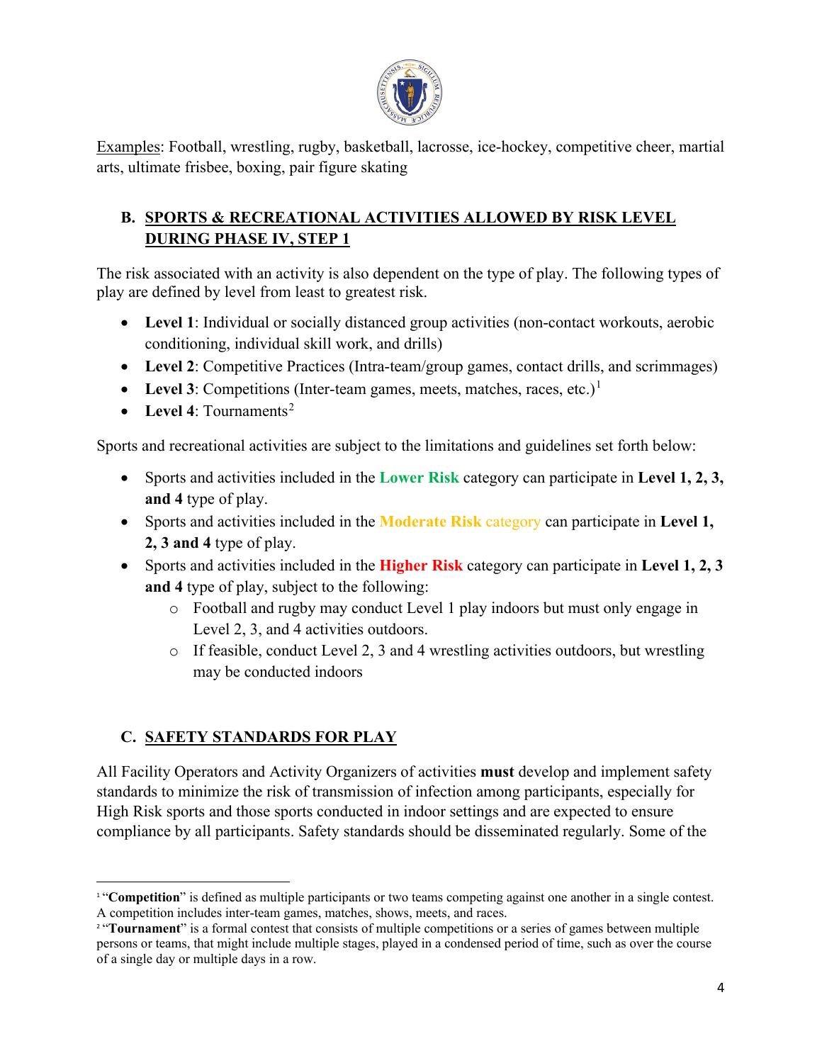Examples: Football, wrestling, rugby, basketball, lacrosse, ice-hockey, competitive cheer, martial arts, ultimate frisbee, boxing, pair figure skating

## B. SPORTS & RECREATIONAL ACTIVITIES ALLOWED BY RISK LEVEL DURING PHASE IV, STEP 1

The risk associated with an activity is also dependent on the type of play. The following types of play are defined by level from least to greatest risk.

- **Level 1**: Individual or socially distanced group activities (non-contact workouts, aerobic conditioning, individual skill work, and drills)
- **Level 2**: Competitive Practices (Intra-team/group games, contact drills, and scrimmages)
- **Level 3**: Competitions (Inter-team games, meets, matches, races, etc.)[1]
- **Level 4**: Tournaments[2]

Sports and recreational activities are subject to the limitations and guidelines set forth below:

- Sports and activities included in the **Lower Risk** category can participate in **Level 1, 2, 3, and 4** type of play.
- Sports and activities included in the **Moderate Risk** category can participate in **Level 1, 2, 3 and 4** type of play.
- Sports and activities included in the **Higher Risk** category can participate in **Level 1, 2, 3 and 4** type of play, subject to the following:
  - Football and rugby may conduct Level 1 play indoors but must only engage in Level 2, 3, and 4 activities outdoors.
  - If feasible, conduct Level 2, 3 and 4 wrestling activities outdoors, but wrestling may be conducted indoors

## C. SAFETY STANDARDS FOR PLAY

All Facility Operators and Activity Organizers of activities **must** develop and implement safety standards to minimize the risk of transmission of infection among participants, especially for High Risk sports and those sports conducted in indoor settings and are expected to ensure compliance by all participants. Safety standards should be disseminated regularly. Some of the

---

[1] "**Competition**" is defined as multiple participants or two teams competing against one another in a single contest. A competition includes inter-team games, matches, shows, meets, and races.

[2] "**Tournament**" is a formal contest that consists of multiple competitions or a series of games between multiple persons or teams, that might include multiple stages, played in a condensed period of time, such as over the course of a single day or multiple days in a row.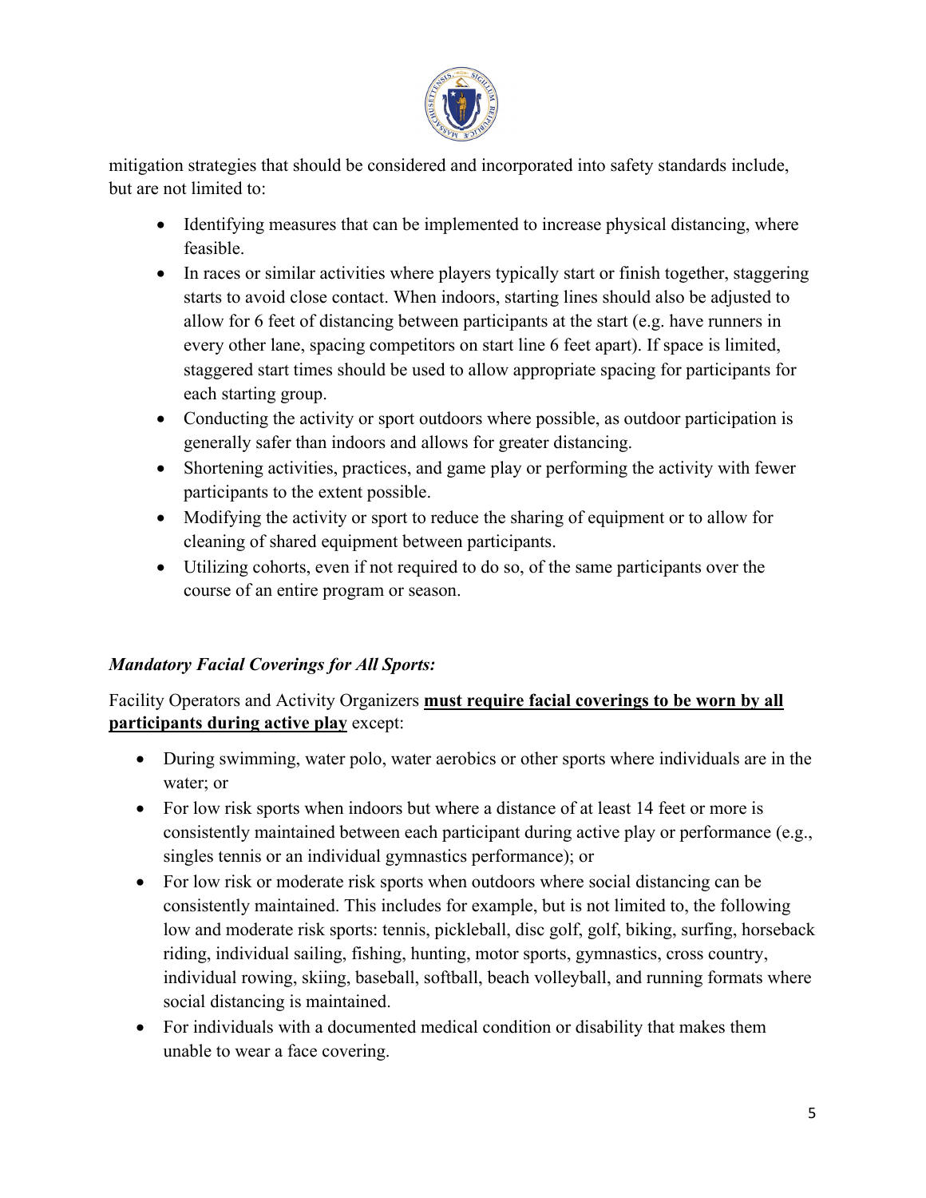mitigation strategies that should be considered and incorporated into safety standards include, but are not limited to:

- Identifying measures that can be implemented to increase physical distancing, where feasible.
- In races or similar activities where players typically start or finish together, staggering starts to avoid close contact. When indoors, starting lines should also be adjusted to allow for 6 feet of distancing between participants at the start (e.g. have runners in every other lane, spacing competitors on start line 6 feet apart). If space is limited, staggered start times should be used to allow appropriate spacing for participants for each starting group.
- Conducting the activity or sport outdoors where possible, as outdoor participation is generally safer than indoors and allows for greater distancing.
- Shortening activities, practices, and game play or performing the activity with fewer participants to the extent possible.
- Modifying the activity or sport to reduce the sharing of equipment or to allow for cleaning of shared equipment between participants.
- Utilizing cohorts, even if not required to do so, of the same participants over the course of an entire program or season.

***Mandatory Facial Coverings for All Sports:***

Facility Operators and Activity Organizers **must require facial coverings to be worn by all participants during active play** except:

- During swimming, water polo, water aerobics or other sports where individuals are in the water; or
- For low risk sports when indoors but where a distance of at least 14 feet or more is consistently maintained between each participant during active play or performance (e.g., singles tennis or an individual gymnastics performance); or
- For low risk or moderate risk sports when outdoors where social distancing can be consistently maintained. This includes for example, but is not limited to, the following low and moderate risk sports: tennis, pickleball, disc golf, golf, biking, surfing, horseback riding, individual sailing, fishing, hunting, motor sports, gymnastics, cross country, individual rowing, skiing, baseball, softball, beach volleyball, and running formats where social distancing is maintained.
- For individuals with a documented medical condition or disability that makes them unable to wear a face covering.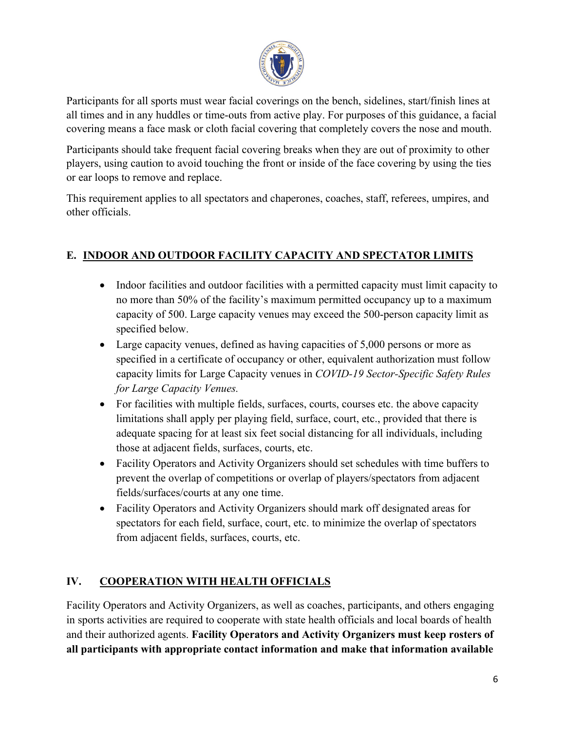Participants for all sports must wear facial coverings on the bench, sidelines, start/finish lines at all times and in any huddles or time-outs from active play. For purposes of this guidance, a facial covering means a face mask or cloth facial covering that completely covers the nose and mouth.

Participants should take frequent facial covering breaks when they are out of proximity to other players, using caution to avoid touching the front or inside of the face covering by using the ties or ear loops to remove and replace.

This requirement applies to all spectators and chaperones, coaches, staff, referees, umpires, and other officials.

## E. INDOOR AND OUTDOOR FACILITY CAPACITY AND SPECTATOR LIMITS

- Indoor facilities and outdoor facilities with a permitted capacity must limit capacity to no more than 50% of the facility's maximum permitted occupancy up to a maximum capacity of 500. Large capacity venues may exceed the 500-person capacity limit as specified below.
- Large capacity venues, defined as having capacities of 5,000 persons or more as specified in a certificate of occupancy or other, equivalent authorization must follow capacity limits for Large Capacity venues in *COVID-19 Sector-Specific Safety Rules for Large Capacity Venues.*
- For facilities with multiple fields, surfaces, courts, courses etc. the above capacity limitations shall apply per playing field, surface, court, etc., provided that there is adequate spacing for at least six feet social distancing for all individuals, including those at adjacent fields, surfaces, courts, etc.
- Facility Operators and Activity Organizers should set schedules with time buffers to prevent the overlap of competitions or overlap of players/spectators from adjacent fields/surfaces/courts at any one time.
- Facility Operators and Activity Organizers should mark off designated areas for spectators for each field, surface, court, etc. to minimize the overlap of spectators from adjacent fields, surfaces, courts, etc.

# IV. COOPERATION WITH HEALTH OFFICIALS

Facility Operators and Activity Organizers, as well as coaches, participants, and others engaging in sports activities are required to cooperate with state health officials and local boards of health and their authorized agents. **Facility Operators and Activity Organizers must keep rosters of all participants with appropriate contact information and make that information available**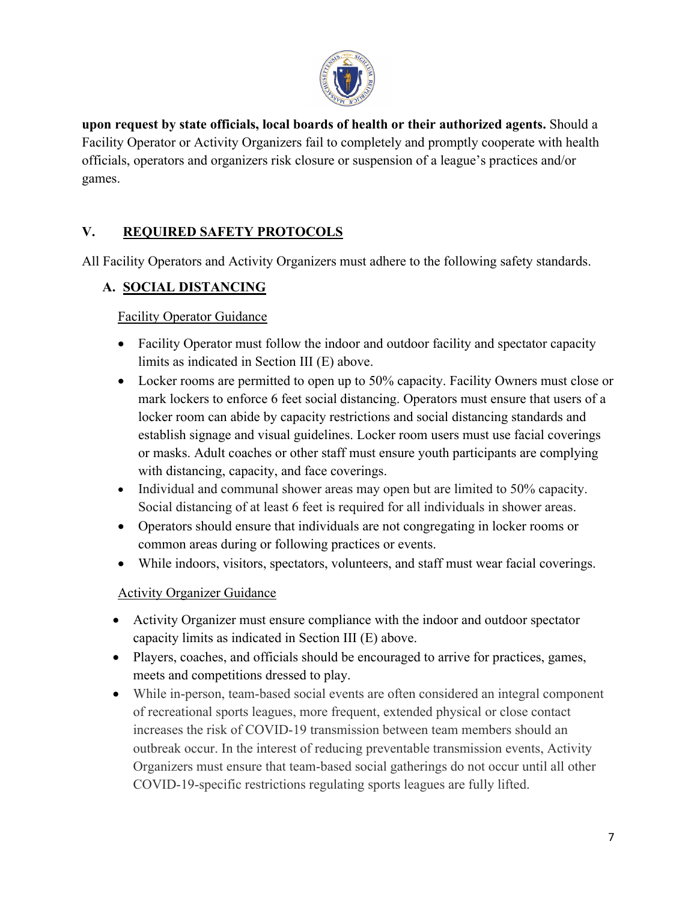**upon request by state officials, local boards of health or their authorized agents.** Should a Facility Operator or Activity Organizers fail to completely and promptly cooperate with health officials, operators and organizers risk closure or suspension of a league's practices and/or games.

## V. REQUIRED SAFETY PROTOCOLS

All Facility Operators and Activity Organizers must adhere to the following safety standards.

### A. SOCIAL DISTANCING

Facility Operator Guidance

- Facility Operator must follow the indoor and outdoor facility and spectator capacity limits as indicated in Section III (E) above.
- Locker rooms are permitted to open up to 50% capacity. Facility Owners must close or mark lockers to enforce 6 feet social distancing. Operators must ensure that users of a locker room can abide by capacity restrictions and social distancing standards and establish signage and visual guidelines. Locker room users must use facial coverings or masks. Adult coaches or other staff must ensure youth participants are complying with distancing, capacity, and face coverings.
- Individual and communal shower areas may open but are limited to 50% capacity. Social distancing of at least 6 feet is required for all individuals in shower areas.
- Operators should ensure that individuals are not congregating in locker rooms or common areas during or following practices or events.
- While indoors, visitors, spectators, volunteers, and staff must wear facial coverings.

Activity Organizer Guidance

- Activity Organizer must ensure compliance with the indoor and outdoor spectator capacity limits as indicated in Section III (E) above.
- Players, coaches, and officials should be encouraged to arrive for practices, games, meets and competitions dressed to play.
- While in-person, team-based social events are often considered an integral component of recreational sports leagues, more frequent, extended physical or close contact increases the risk of COVID-19 transmission between team members should an outbreak occur. In the interest of reducing preventable transmission events, Activity Organizers must ensure that team-based social gatherings do not occur until all other COVID-19-specific restrictions regulating sports leagues are fully lifted.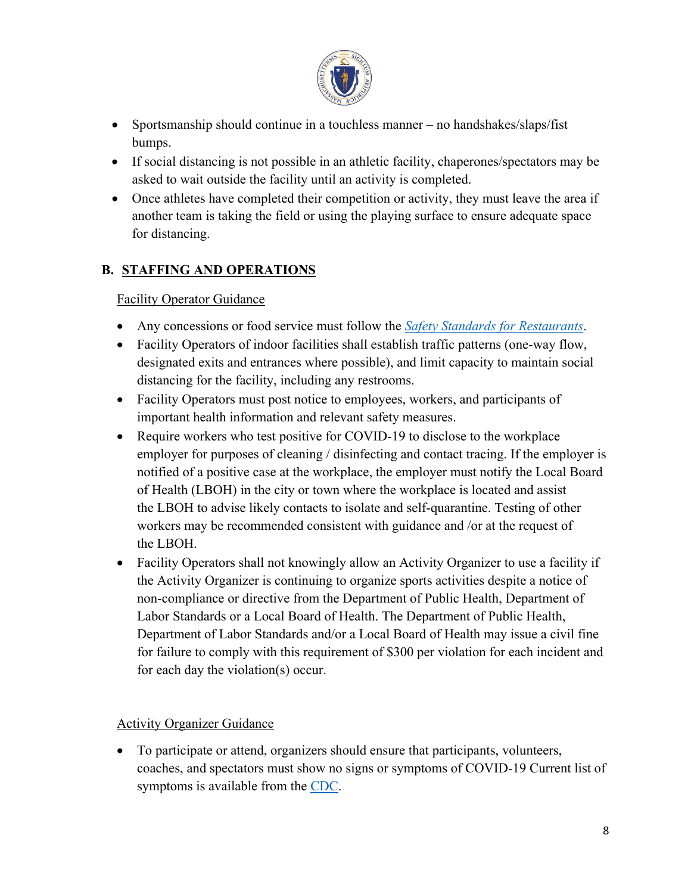- Sportsmanship should continue in a touchless manner – no handshakes/slaps/fist bumps.
- If social distancing is not possible in an athletic facility, chaperones/spectators may be asked to wait outside the facility until an activity is completed.
- Once athletes have completed their competition or activity, they must leave the area if another team is taking the field or using the playing surface to ensure adequate space for distancing.

## B. STAFFING AND OPERATIONS

Facility Operator Guidance

- Any concessions or food service must follow the *Safety Standards for Restaurants*.
- Facility Operators of indoor facilities shall establish traffic patterns (one-way flow, designated exits and entrances where possible), and limit capacity to maintain social distancing for the facility, including any restrooms.
- Facility Operators must post notice to employees, workers, and participants of important health information and relevant safety measures.
- Require workers who test positive for COVID-19 to disclose to the workplace employer for purposes of cleaning / disinfecting and contact tracing. If the employer is notified of a positive case at the workplace, the employer must notify the Local Board of Health (LBOH) in the city or town where the workplace is located and assist the LBOH to advise likely contacts to isolate and self-quarantine. Testing of other workers may be recommended consistent with guidance and /or at the request of the LBOH.
- Facility Operators shall not knowingly allow an Activity Organizer to use a facility if the Activity Organizer is continuing to organize sports activities despite a notice of non-compliance or directive from the Department of Public Health, Department of Labor Standards or a Local Board of Health. The Department of Public Health, Department of Labor Standards and/or a Local Board of Health may issue a civil fine for failure to comply with this requirement of $300 per violation for each incident and for each day the violation(s) occur.

Activity Organizer Guidance

- To participate or attend, organizers should ensure that participants, volunteers, coaches, and spectators must show no signs or symptoms of COVID-19 Current list of symptoms is available from the CDC.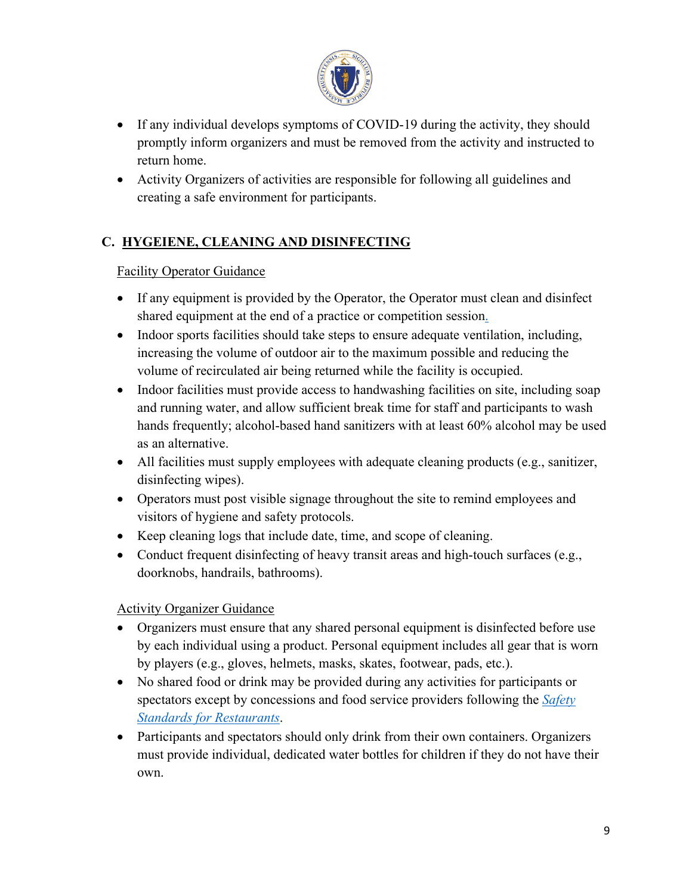- If any individual develops symptoms of COVID-19 during the activity, they should promptly inform organizers and must be removed from the activity and instructed to return home.
- Activity Organizers of activities are responsible for following all guidelines and creating a safe environment for participants.

## C. HYGEIENE, CLEANING AND DISINFECTING

Facility Operator Guidance

- If any equipment is provided by the Operator, the Operator must clean and disinfect shared equipment at the end of a practice or competition session.
- Indoor sports facilities should take steps to ensure adequate ventilation, including, increasing the volume of outdoor air to the maximum possible and reducing the volume of recirculated air being returned while the facility is occupied.
- Indoor facilities must provide access to handwashing facilities on site, including soap and running water, and allow sufficient break time for staff and participants to wash hands frequently; alcohol-based hand sanitizers with at least 60% alcohol may be used as an alternative.
- All facilities must supply employees with adequate cleaning products (e.g., sanitizer, disinfecting wipes).
- Operators must post visible signage throughout the site to remind employees and visitors of hygiene and safety protocols.
- Keep cleaning logs that include date, time, and scope of cleaning.
- Conduct frequent disinfecting of heavy transit areas and high-touch surfaces (e.g., doorknobs, handrails, bathrooms).

Activity Organizer Guidance

- Organizers must ensure that any shared personal equipment is disinfected before use by each individual using a product. Personal equipment includes all gear that is worn by players (e.g., gloves, helmets, masks, skates, footwear, pads, etc.).
- No shared food or drink may be provided during any activities for participants or spectators except by concessions and food service providers following the *Safety Standards for Restaurants*.
- Participants and spectators should only drink from their own containers. Organizers must provide individual, dedicated water bottles for children if they do not have their own.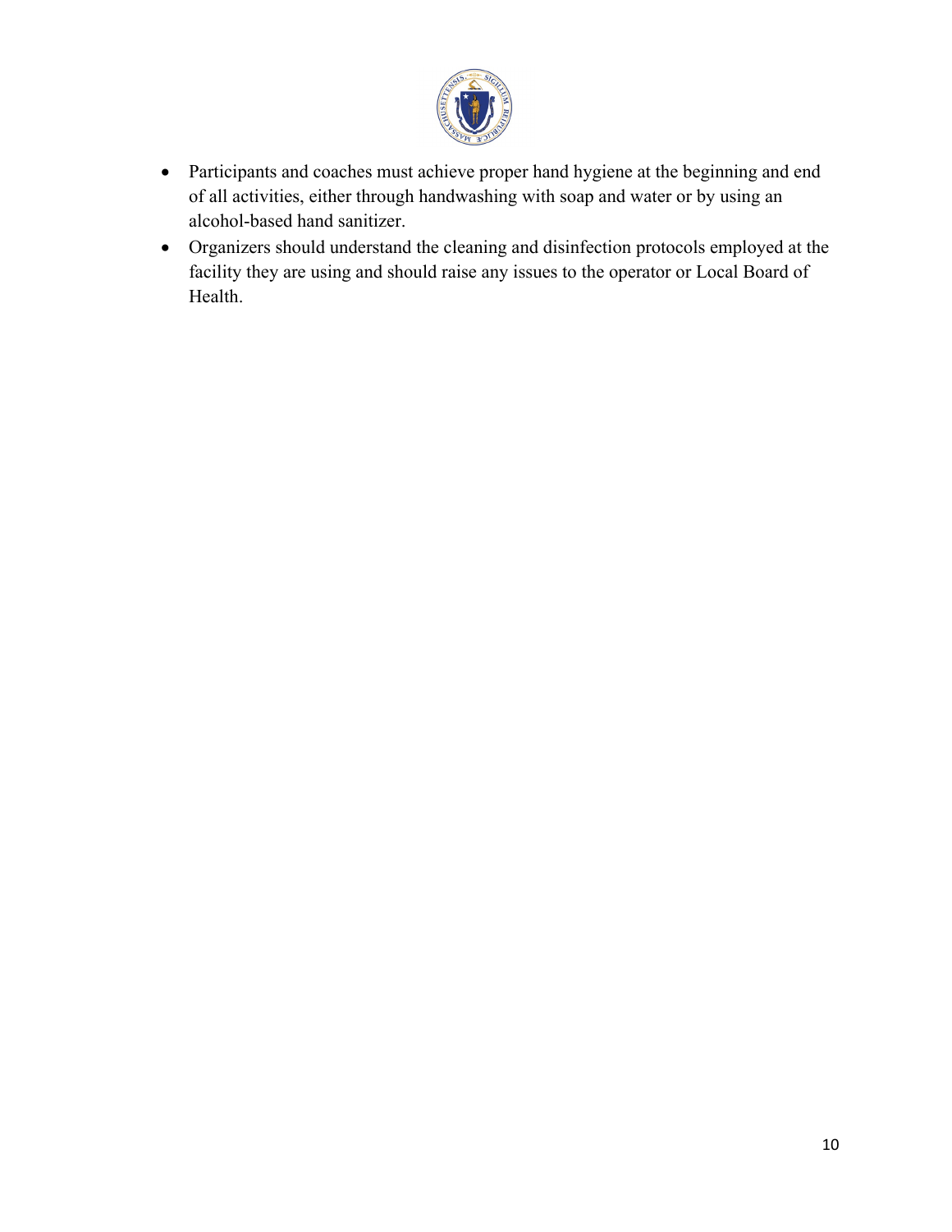- Participants and coaches must achieve proper hand hygiene at the beginning and end of all activities, either through handwashing with soap and water or by using an alcohol-based hand sanitizer.
- Organizers should understand the cleaning and disinfection protocols employed at the facility they are using and should raise any issues to the operator or Local Board of Health.